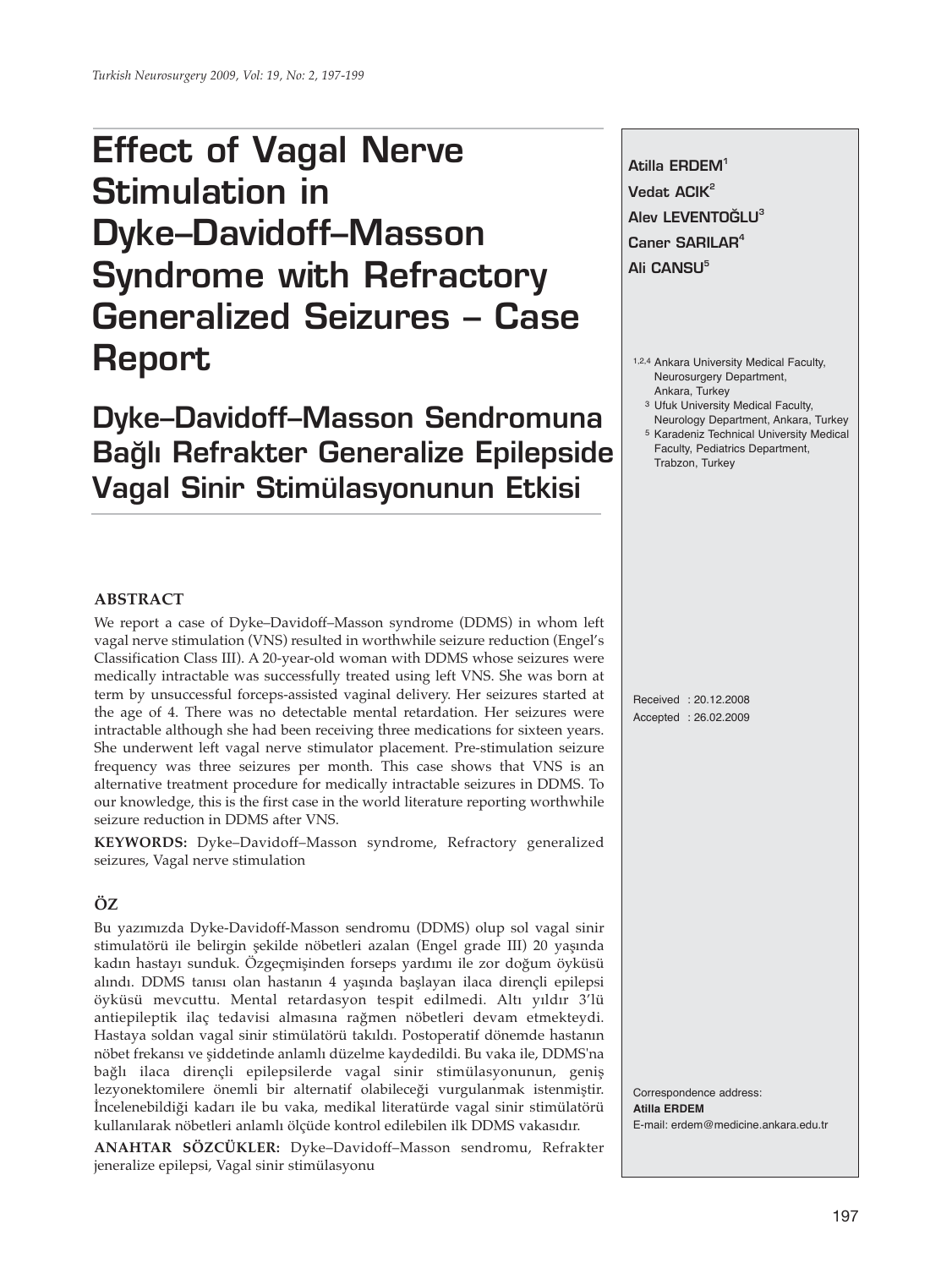# Effect of Vagal Nerve Stimulation in Dyke–Davidoff–Masson Syndrome with Refractory Generalized Seizures – Case Report

## Dyke–Davidoff–Masson Sendromuna Bağlı Refrakter Generalize Epilepside Vagal Sinir Stimülasyonunun Etkisi

**Atilla ERDEM**[1]
**Vedat ACIK**[2]
**Alev LEVENTOĞLU**[3]
**Caner SARILAR**[4]
**Ali CANSU**[5]

[1,2,4] Ankara University Medical Faculty, Neurosurgery Department, Ankara, Turkey
[3] Ufuk University Medical Faculty, Neurology Department, Ankara, Turkey
[5] Karadeniz Technical University Medical Faculty, Pediatrics Department, Trabzon, Turkey

Received : 20.12.2008
Accepted : 26.02.2009

### ABSTRACT

We report a case of Dyke–Davidoff–Masson syndrome (DDMS) in whom left vagal nerve stimulation (VNS) resulted in worthwhile seizure reduction (Engel's Classification Class III). A 20-year-old woman with DDMS whose seizures were medically intractable was successfully treated using left VNS. She was born at term by unsuccessful forceps-assisted vaginal delivery. Her seizures started at the age of 4. There was no detectable mental retardation. Her seizures were intractable although she had been receiving three medications for sixteen years. She underwent left vagal nerve stimulator placement. Pre-stimulation seizure frequency was three seizures per month. This case shows that VNS is an alternative treatment procedure for medically intractable seizures in DDMS. To our knowledge, this is the first case in the world literature reporting worthwhile seizure reduction in DDMS after VNS.

**KEYWORDS:** Dyke–Davidoff–Masson syndrome, Refractory generalized seizures, Vagal nerve stimulation

### ÖZ

Bu yazımızda Dyke-Davidoff-Masson sendromu (DDMS) olup sol vagal sinir stimulatörü ile belirgin şekilde nöbetleri azalan (Engel grade III) 20 yaşında kadın hastayı sunduk. Özgeçmişinden forseps yardımı ile zor doğum öyküsü alındı. DDMS tanısı olan hastanın 4 yaşında başlayan ilaca dirençli epilepsi öyküsü mevcuttu. Mental retardasyon tespit edilmedi. Altı yıldır 3'lü antiepileptik ilaç tedavisi almasına rağmen nöbetleri devam etmekteydi. Hastaya soldan vagal sinir stimülatörü takıldı. Postoperatif dönemde hastanın nöbet frekansı ve şiddetinde anlamlı düzelme kaydedildi. Bu vaka ile, DDMS'na bağlı ilaca dirençli epilepsilerde vagal sinir stimülasyonunun, geniş lezyonektomilere önemli bir alternatif olabileceği vurgulanmak istenmiştir. İncelenebildiği kadarı ile bu vaka, medikal literatürde vagal sinir stimülatörü kullanılarak nöbetleri anlamlı ölçüde kontrol edilebilen ilk DDMS vakasıdır.

**ANAHTAR SÖZCÜKLER:** Dyke–Davidoff–Masson sendromu, Refrakter jeneralize epilepsi, Vagal sinir stimülasyonu

Correspondence address:
**Atilla ERDEM**
E-mail: erdem@medicine.ankara.edu.tr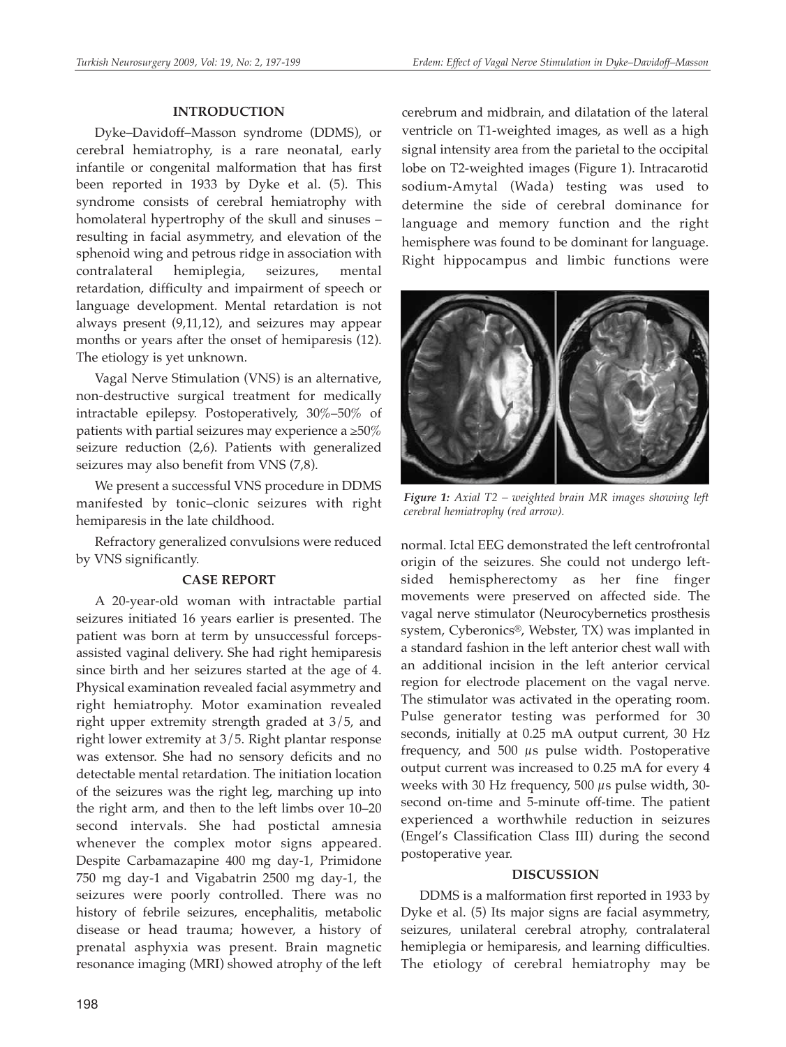## INTRODUCTION

Dyke–Davidoff–Masson syndrome (DDMS), or cerebral hemiatrophy, is a rare neonatal, early infantile or congenital malformation that has first been reported in 1933 by Dyke et al. (5). This syndrome consists of cerebral hemiatrophy with homolateral hypertrophy of the skull and sinuses – resulting in facial asymmetry, and elevation of the sphenoid wing and petrous ridge in association with contralateral hemiplegia, seizures, mental retardation, difficulty and impairment of speech or language development. Mental retardation is not always present (9,11,12), and seizures may appear months or years after the onset of hemiparesis (12). The etiology is yet unknown.

Vagal Nerve Stimulation (VNS) is an alternative, non-destructive surgical treatment for medically intractable epilepsy. Postoperatively, 30%–50% of patients with partial seizures may experience a ≥50% seizure reduction (2,6). Patients with generalized seizures may also benefit from VNS (7,8).

We present a successful VNS procedure in DDMS manifested by tonic–clonic seizures with right hemiparesis in the late childhood.

Refractory generalized convulsions were reduced by VNS significantly.

## CASE REPORT

A 20-year-old woman with intractable partial seizures initiated 16 years earlier is presented. The patient was born at term by unsuccessful forceps-assisted vaginal delivery. She had right hemiparesis since birth and her seizures started at the age of 4. Physical examination revealed facial asymmetry and right hemiatrophy. Motor examination revealed right upper extremity strength graded at 3/5, and right lower extremity at 3/5. Right plantar response was extensor. She had no sensory deficits and no detectable mental retardation. The initiation location of the seizures was the right leg, marching up into the right arm, and then to the left limbs over 10–20 second intervals. She had postictal amnesia whenever the complex motor signs appeared. Despite Carbamazapine 400 mg day-1, Primidone 750 mg day-1 and Vigabatrin 2500 mg day-1, the seizures were poorly controlled. There was no history of febrile seizures, encephalitis, metabolic disease or head trauma; however, a history of prenatal asphyxia was present. Brain magnetic resonance imaging (MRI) showed atrophy of the left cerebrum and midbrain, and dilatation of the lateral ventricle on T1-weighted images, as well as a high signal intensity area from the parietal to the occipital lobe on T2-weighted images (Figure 1). Intracarotid sodium-Amytal (Wada) testing was used to determine the side of cerebral dominance for language and memory function and the right hemisphere was found to be dominant for language. Right hippocampus and limbic functions were normal. Ictal EEG demonstrated the left centrofrontal origin of the seizures. She could not undergo left-sided hemispherectomy as her fine finger movements were preserved on affected side. The vagal nerve stimulator (Neurocybernetics prosthesis system, Cyberonics®, Webster, TX) was implanted in a standard fashion in the left anterior chest wall with an additional incision in the left anterior cervical region for electrode placement on the vagal nerve. The stimulator was activated in the operating room. Pulse generator testing was performed for 30 seconds, initially at 0.25 mA output current, 30 Hz frequency, and 500 $\mu$s pulse width. Postoperative output current was increased to 0.25 mA for every 4 weeks with 30 Hz frequency, 500 $\mu$s pulse width, 30-second on-time and 5-minute off-time. The patient experienced a worthwhile reduction in seizures (Engel's Classification Class III) during the second postoperative year.

***Figure 1:*** *Axial T2 – weighted brain MR images showing left cerebral hemiatrophy (red arrow).*

## DISCUSSION

DDMS is a malformation first reported in 1933 by Dyke et al. (5) Its major signs are facial asymmetry, seizures, unilateral cerebral atrophy, contralateral hemiplegia or hemiparesis, and learning difficulties. The etiology of cerebral hemiatrophy may be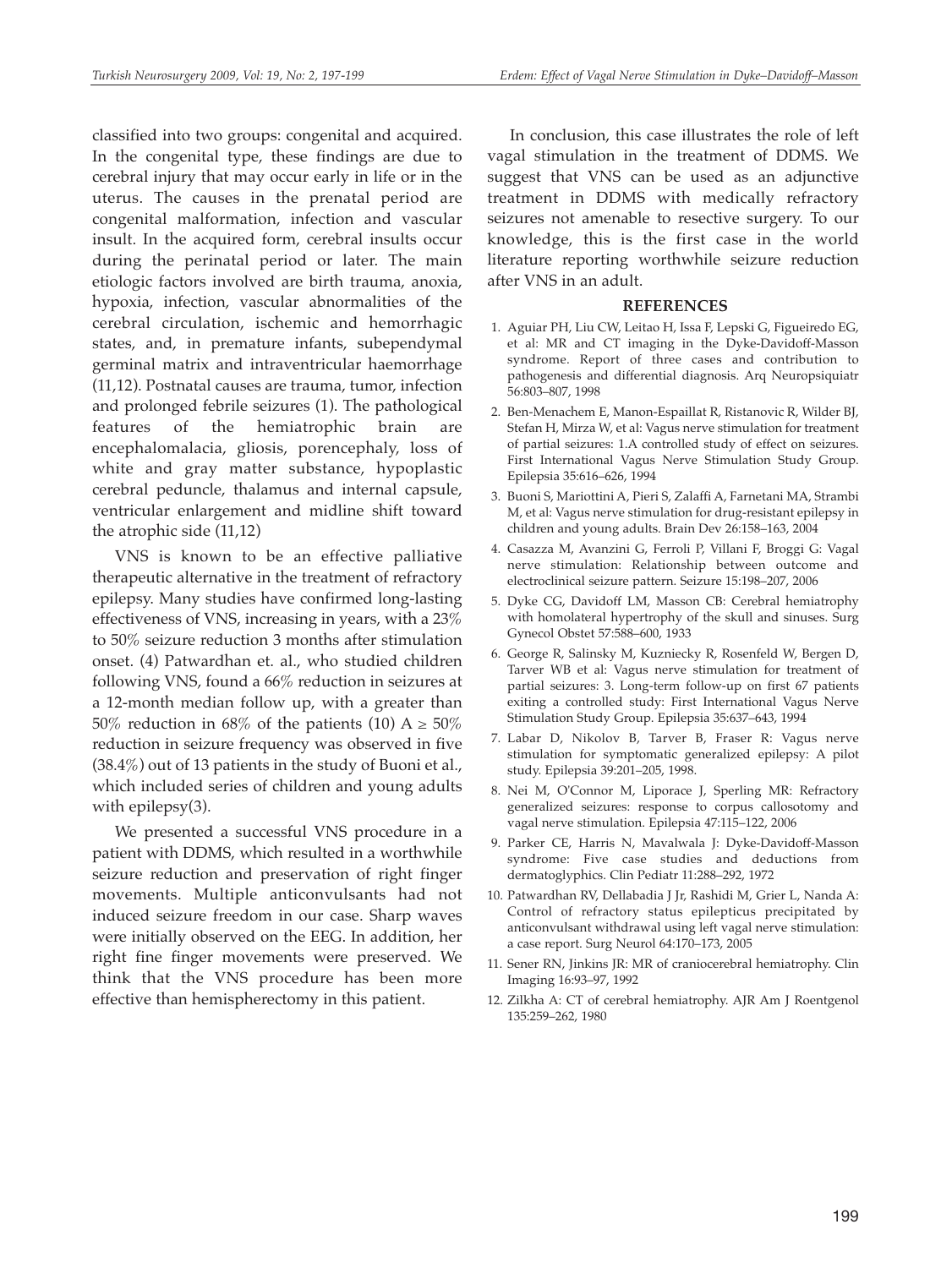classified into two groups: congenital and acquired. In the congenital type, these findings are due to cerebral injury that may occur early in life or in the uterus. The causes in the prenatal period are congenital malformation, infection and vascular insult. In the acquired form, cerebral insults occur during the perinatal period or later. The main etiologic factors involved are birth trauma, anoxia, hypoxia, infection, vascular abnormalities of the cerebral circulation, ischemic and hemorrhagic states, and, in premature infants, subependymal germinal matrix and intraventricular haemorrhage (11,12). Postnatal causes are trauma, tumor, infection and prolonged febrile seizures (1). The pathological features of the hemiatrophic brain are encephalomalacia, gliosis, porencephaly, loss of white and gray matter substance, hypoplastic cerebral peduncle, thalamus and internal capsule, ventricular enlargement and midline shift toward the atrophic side (11,12)

VNS is known to be an effective palliative therapeutic alternative in the treatment of refractory epilepsy. Many studies have confirmed long-lasting effectiveness of VNS, increasing in years, with a 23% to 50% seizure reduction 3 months after stimulation onset. (4) Patwardhan et. al., who studied children following VNS, found a 66% reduction in seizures at a 12-month median follow up, with a greater than 50% reduction in 68% of the patients (10) A ≥ 50% reduction in seizure frequency was observed in five (38.4%) out of 13 patients in the study of Buoni et al., which included series of children and young adults with epilepsy(3).

We presented a successful VNS procedure in a patient with DDMS, which resulted in a worthwhile seizure reduction and preservation of right finger movements. Multiple anticonvulsants had not induced seizure freedom in our case. Sharp waves were initially observed on the EEG. In addition, her right fine finger movements were preserved. We think that the VNS procedure has been more effective than hemispherectomy in this patient.

In conclusion, this case illustrates the role of left vagal stimulation in the treatment of DDMS. We suggest that VNS can be used as an adjunctive treatment in DDMS with medically refractory seizures not amenable to resective surgery. To our knowledge, this is the first case in the world literature reporting worthwhile seizure reduction after VNS in an adult.

## REFERENCES

1. Aguiar PH, Liu CW, Leitao H, Issa F, Lepski G, Figueiredo EG, et al: MR and CT imaging in the Dyke-Davidoff-Masson syndrome. Report of three cases and contribution to pathogenesis and differential diagnosis. Arq Neuropsiquiatr 56:803–807, 1998
2. Ben-Menachem E, Manon-Espaillat R, Ristanovic R, Wilder BJ, Stefan H, Mirza W, et al: Vagus nerve stimulation for treatment of partial seizures: 1.A controlled study of effect on seizures. First International Vagus Nerve Stimulation Study Group. Epilepsia 35:616–626, 1994
3. Buoni S, Mariottini A, Pieri S, Zalaffi A, Farnetani MA, Strambi M, et al: Vagus nerve stimulation for drug-resistant epilepsy in children and young adults. Brain Dev 26:158–163, 2004
4. Casazza M, Avanzini G, Ferroli P, Villani F, Broggi G: Vagal nerve stimulation: Relationship between outcome and electroclinical seizure pattern. Seizure 15:198–207, 2006
5. Dyke CG, Davidoff LM, Masson CB: Cerebral hemiatrophy with homolateral hypertrophy of the skull and sinuses. Surg Gynecol Obstet 57:588–600, 1933
6. George R, Salinsky M, Kuzniecky R, Rosenfeld W, Bergen D, Tarver WB et al: Vagus nerve stimulation for treatment of partial seizures: 3. Long-term follow-up on first 67 patients exiting a controlled study: First International Vagus Nerve Stimulation Study Group. Epilepsia 35:637–643, 1994
7. Labar D, Nikolov B, Tarver B, Fraser R: Vagus nerve stimulation for symptomatic generalized epilepsy: A pilot study. Epilepsia 39:201–205, 1998.
8. Nei M, O'Connor M, Liporace J, Sperling MR: Refractory generalized seizures: response to corpus callosotomy and vagal nerve stimulation. Epilepsia 47:115–122, 2006
9. Parker CE, Harris N, Mavalwala J: Dyke-Davidoff-Masson syndrome: Five case studies and deductions from dermatoglyphics. Clin Pediatr 11:288–292, 1972
10. Patwardhan RV, Dellabadia J Jr, Rashidi M, Grier L, Nanda A: Control of refractory status epilepticus precipitated by anticonvulsant withdrawal using left vagal nerve stimulation: a case report. Surg Neurol 64:170–173, 2005
11. Sener RN, Jinkins JR: MR of craniocerebral hemiatrophy. Clin Imaging 16:93–97, 1992
12. Zilkha A: CT of cerebral hemiatrophy. AJR Am J Roentgenol 135:259–262, 1980